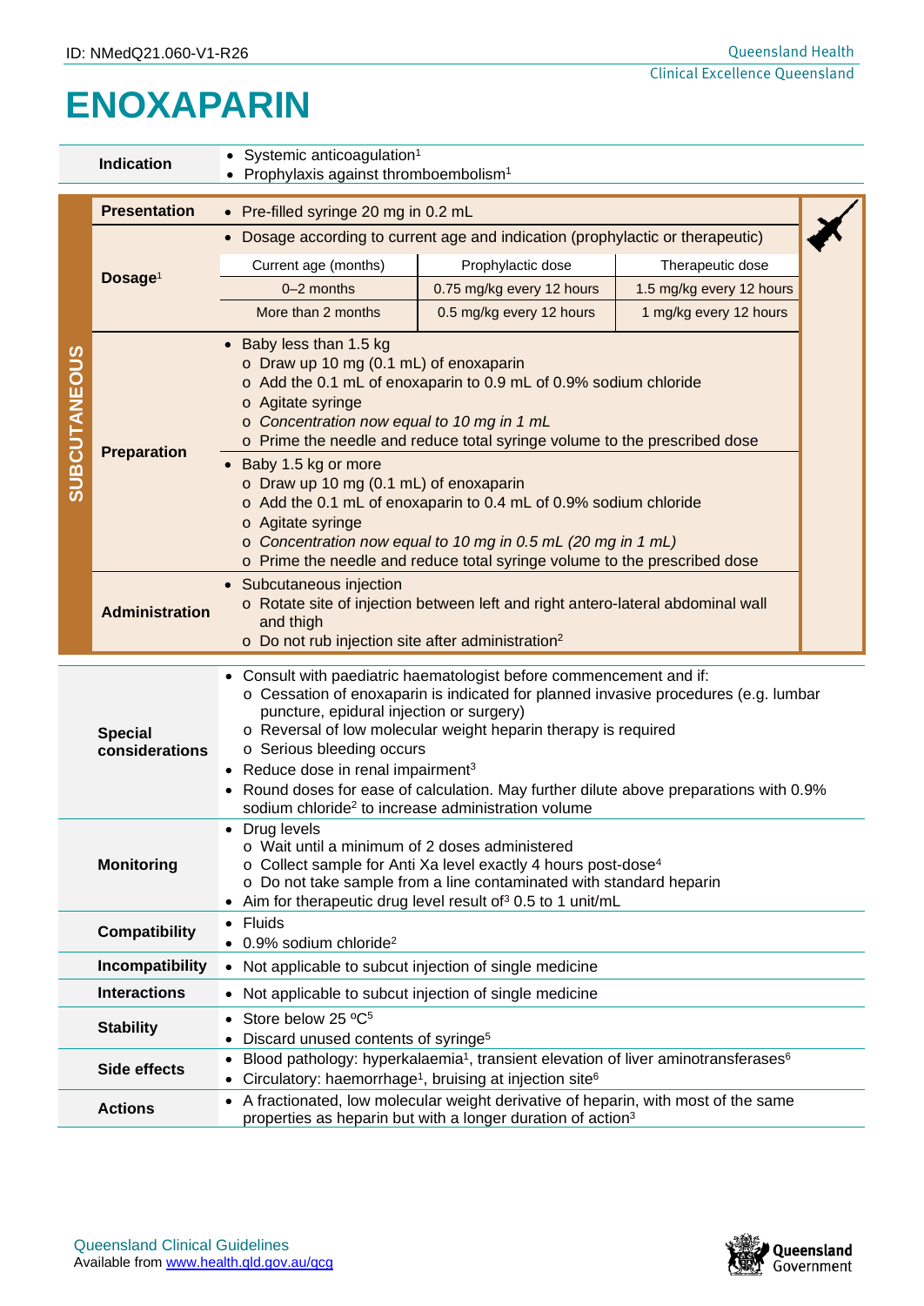ID: NMedQ21.060-V1-R26

# ENOXAPARIN

| | |
|---|---|
| **Indication** | • Systemic anticoagulation[1]<br>• Prophylaxis against thromboembolism[1] |

## SUBCUTANEOUS

| | |
|---|---|
| **Presentation** | • Pre-filled syringe 20 mg in 0.2 mL |
| **Dosage**[1] | • Dosage according to current age and indication (prophylactic or therapeutic) |

| Current age (months) | Prophylactic dose | Therapeutic dose |
|---|---|---|
| 0–2 months | 0.75 mg/kg every 12 hours | 1.5 mg/kg every 12 hours |
| More than 2 months | 0.5 mg/kg every 12 hours | 1 mg/kg every 12 hours |

| | |
|---|---|
| **Preparation** | • Baby less than 1.5 kg<br>o Draw up 10 mg (0.1 mL) of enoxaparin<br>o Add the 0.1 mL of enoxaparin to 0.9 mL of 0.9% sodium chloride<br>o Agitate syringe<br>o *Concentration now equal to 10 mg in 1 mL*<br>o Prime the needle and reduce total syringe volume to the prescribed dose<br>• Baby 1.5 kg or more<br>o Draw up 10 mg (0.1 mL) of enoxaparin<br>o Add the 0.1 mL of enoxaparin to 0.4 mL of 0.9% sodium chloride<br>o Agitate syringe<br>o *Concentration now equal to 10 mg in 0.5 mL (20 mg in 1 mL)*<br>o Prime the needle and reduce total syringe volume to the prescribed dose |
| **Administration** | • Subcutaneous injection<br>o Rotate site of injection between left and right antero-lateral abdominal wall and thigh<br>o Do not rub injection site after administration[2] |

| | |
|---|---|
| **Special considerations** | • Consult with paediatric haematologist before commencement and if:<br>o Cessation of enoxaparin is indicated for planned invasive procedures (e.g. lumbar puncture, epidural injection or surgery)<br>o Reversal of low molecular weight heparin therapy is required<br>o Serious bleeding occurs<br>• Reduce dose in renal impairment[3]<br>• Round doses for ease of calculation. May further dilute above preparations with 0.9% sodium chloride[2] to increase administration volume |
| **Monitoring** | • Drug levels<br>o Wait until a minimum of 2 doses administered<br>o Collect sample for Anti Xa level exactly 4 hours post-dose[4]<br>o Do not take sample from a line contaminated with standard heparin<br>• Aim for therapeutic drug level result of[3] 0.5 to 1 unit/mL |
| **Compatibility** | • Fluids<br>• 0.9% sodium chloride[2] |
| **Incompatibility** | • Not applicable to subcut injection of single medicine |
| **Interactions** | • Not applicable to subcut injection of single medicine |
| **Stability** | • Store below 25 ºC[5]<br>• Discard unused contents of syringe[5] |
| **Side effects** | • Blood pathology: hyperkalaemia[1], transient elevation of liver aminotransferases[6]<br>• Circulatory: haemorrhage[1], bruising at injection site[6] |
| **Actions** | • A fractionated, low molecular weight derivative of heparin, with most of the same properties as heparin but with a longer duration of action[3] |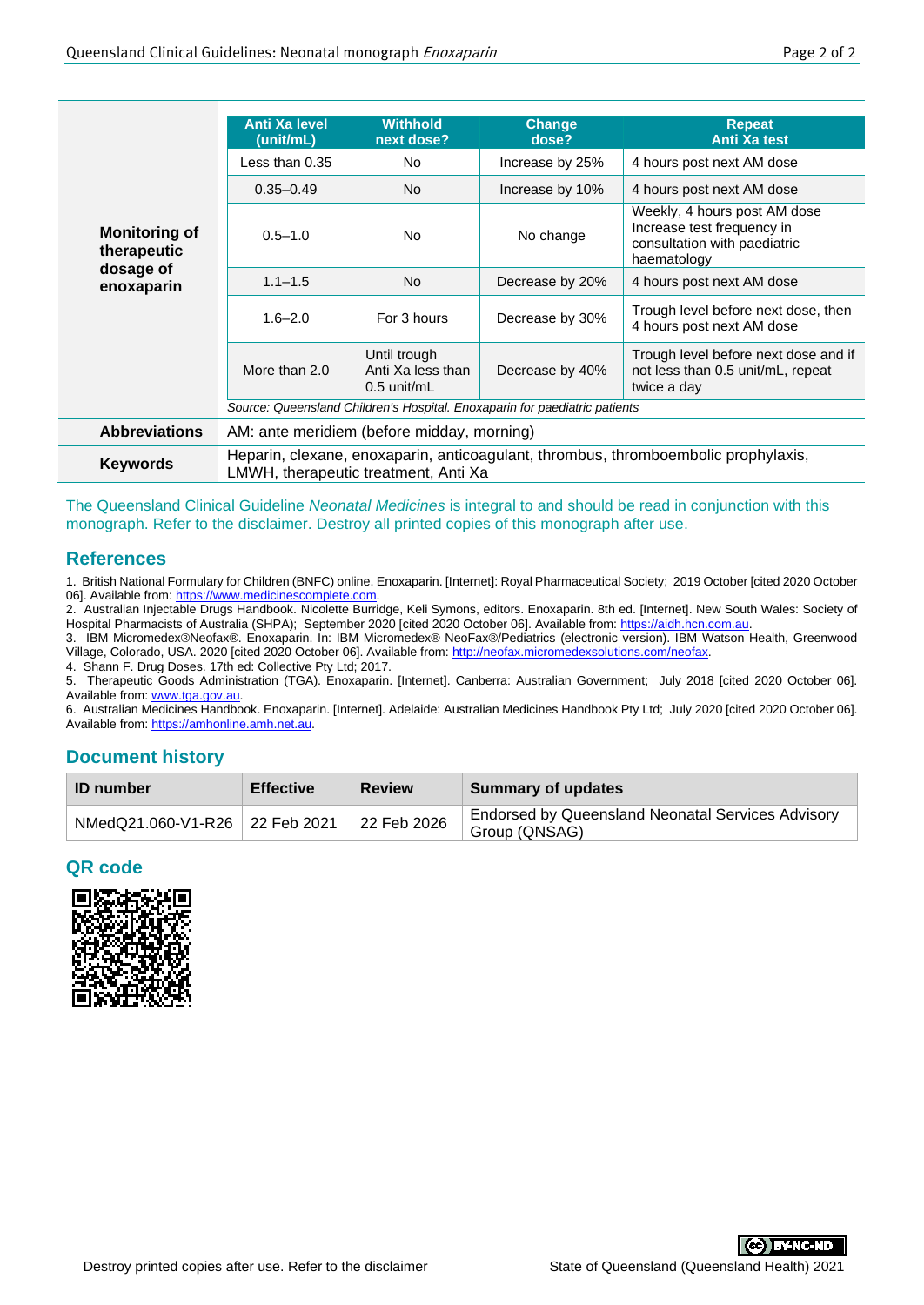| | | | | |
|---|---|---|---|---|
| **Monitoring of therapeutic dosage of enoxaparin** | **Anti Xa level (unit/mL)** | **Withhold next dose?** | **Change dose?** | **Repeat Anti Xa test** |
| | Less than 0.35 | No | Increase by 25% | 4 hours post next AM dose |
| | 0.35–0.49 | No | Increase by 10% | 4 hours post next AM dose |
| | 0.5–1.0 | No | No change | Weekly, 4 hours post AM dose Increase test frequency in consultation with paediatric haematology |
| | 1.1–1.5 | No | Decrease by 20% | 4 hours post next AM dose |
| | 1.6–2.0 | For 3 hours | Decrease by 30% | Trough level before next dose, then 4 hours post next AM dose |
| | More than 2.0 | Until trough Anti Xa less than 0.5 unit/mL | Decrease by 40% | Trough level before next dose and if not less than 0.5 unit/mL, repeat twice a day |
| | *Source: Queensland Children's Hospital. Enoxaparin for paediatric patients* | | | |
| **Abbreviations** | AM: ante meridiem (before midday, morning) | | | |
| **Keywords** | Heparin, clexane, enoxaparin, anticoagulant, thrombus, thromboembolic prophylaxis, LMWH, therapeutic treatment, Anti Xa | | | |

The Queensland Clinical Guideline *Neonatal Medicines* is integral to and should be read in conjunction with this monograph. Refer to the disclaimer. Destroy all printed copies of this monograph after use.

## References

1. British National Formulary for Children (BNFC) online. Enoxaparin. [Internet]: Royal Pharmaceutical Society; 2019 October [cited 2020 October 06]. Available from: https://www.medicinescomplete.com.
2. Australian Injectable Drugs Handbook. Nicolette Burridge, Keli Symons, editors. Enoxaparin. 8th ed. [Internet]. New South Wales: Society of Hospital Pharmacists of Australia (SHPA); September 2020 [cited 2020 October 06]. Available from: https://aidh.hcn.com.au.
3. IBM Micromedex®Neofax®. Enoxaparin. In: IBM Micromedex® NeoFax®/Pediatrics (electronic version). IBM Watson Health, Greenwood Village, Colorado, USA. 2020 [cited 2020 October 06]. Available from: http://neofax.micromedexsolutions.com/neofax.
4. Shann F. Drug Doses. 17th ed: Collective Pty Ltd; 2017.
5. Therapeutic Goods Administration (TGA). Enoxaparin. [Internet]. Canberra: Australian Government; July 2018 [cited 2020 October 06]. Available from: www.tga.gov.au.
6. Australian Medicines Handbook. Enoxaparin. [Internet]. Adelaide: Australian Medicines Handbook Pty Ltd; July 2020 [cited 2020 October 06]. Available from: https://amhonline.amh.net.au.

## Document history

| ID number | Effective | Review | Summary of updates |
|---|---|---|---|
| NMedQ21.060-V1-R26 | 22 Feb 2021 | 22 Feb 2026 | Endorsed by Queensland Neonatal Services Advisory Group (QNSAG) |

## QR code

Destroy printed copies after use. Refer to the disclaimer

State of Queensland (Queensland Health) 2021